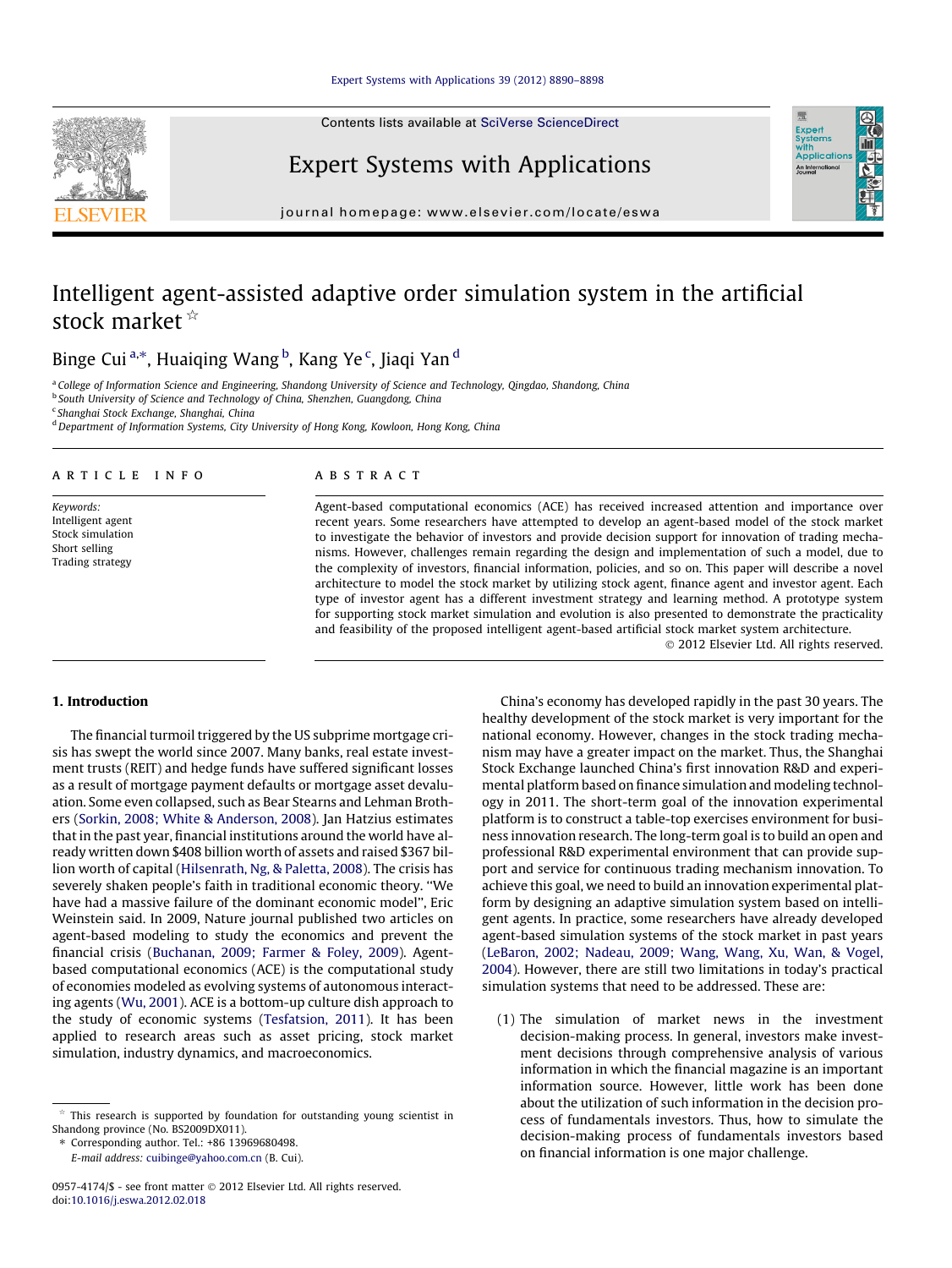# Intelligent agent-assisted adaptive order simulation system in the artificial stock market ☆

Binge Cui [a,*], Huaiqing Wang [b], Kang Ye [c], Jiaqi Yan [d]

[a] College of Information Science and Engineering, Shandong University of Science and Technology, Qingdao, Shandong, China
[b] South University of Science and Technology of China, Shenzhen, Guangdong, China
[c] Shanghai Stock Exchange, Shanghai, China
[d] Department of Information Systems, City University of Hong Kong, Kowloon, Hong Kong, China

## ARTICLE INFO

*Keywords:*
Intelligent agent
Stock simulation
Short selling
Trading strategy

## ABSTRACT

Agent-based computational economics (ACE) has received increased attention and importance over recent years. Some researchers have attempted to develop an agent-based model of the stock market to investigate the behavior of investors and provide decision support for innovation of trading mechanisms. However, challenges remain regarding the design and implementation of such a model, due to the complexity of investors, financial information, policies, and so on. This paper will describe a novel architecture to model the stock market by utilizing stock agent, finance agent and investor agent. Each type of investor agent has a different investment strategy and learning method. A prototype system for supporting stock market simulation and evolution is also presented to demonstrate the practicality and feasibility of the proposed intelligent agent-based artificial stock market system architecture.

© 2012 Elsevier Ltd. All rights reserved.

## 1. Introduction

The financial turmoil triggered by the US subprime mortgage crisis has swept the world since 2007. Many banks, real estate investment trusts (REIT) and hedge funds have suffered significant losses as a result of mortgage payment defaults or mortgage asset devaluation. Some even collapsed, such as Bear Stearns and Lehman Brothers (Sorkin, 2008; White & Anderson, 2008). Jan Hatzius estimates that in the past year, financial institutions around the world have already written down $408 billion worth of assets and raised $367 billion worth of capital (Hilsenrath, Ng, & Paletta, 2008). The crisis has severely shaken people's faith in traditional economic theory. "We have had a massive failure of the dominant economic model", Eric Weinstein said. In 2009, Nature journal published two articles on agent-based modeling to study the economics and prevent the financial crisis (Buchanan, 2009; Farmer & Foley, 2009). Agent-based computational economics (ACE) is the computational study of economies modeled as evolving systems of autonomous interacting agents (Wu, 2001). ACE is a bottom-up culture dish approach to the study of economic systems (Tesfatsion, 2011). It has been applied to research areas such as asset pricing, stock market simulation, industry dynamics, and macroeconomics.

China's economy has developed rapidly in the past 30 years. The healthy development of the stock market is very important for the national economy. However, changes in the stock trading mechanism may have a greater impact on the market. Thus, the Shanghai Stock Exchange launched China's first innovation R&D and experimental platform based on finance simulation and modeling technology in 2011. The short-term goal of the innovation experimental platform is to construct a table-top exercises environment for business innovation research. The long-term goal is to build an open and professional R&D experimental environment that can provide support and service for continuous trading mechanism innovation. To achieve this goal, we need to build an innovation experimental platform by designing an adaptive simulation system based on intelligent agents. In practice, some researchers have already developed agent-based simulation systems of the stock market in past years (LeBaron, 2002; Nadeau, 2009; Wang, Wang, Xu, Wan, & Vogel, 2004). However, there are still two limitations in today's practical simulation systems that need to be addressed. These are:

(1) The simulation of market news in the investment decision-making process. In general, investors make investment decisions through comprehensive analysis of various information in which the financial magazine is an important information source. However, little work has been done about the utilization of such information in the decision process of fundamentals investors. Thus, how to simulate the decision-making process of fundamentals investors based on financial information is one major challenge.

---

☆ This research is supported by foundation for outstanding young scientist in Shandong province (No. BS2009DX011).
\* Corresponding author. Tel.: +86 13969680498.
*E-mail address:* cuibinge@yahoo.com.cn (B. Cui).

0957-4174/$ - see front matter © 2012 Elsevier Ltd. All rights reserved.
doi:10.1016/j.eswa.2012.02.018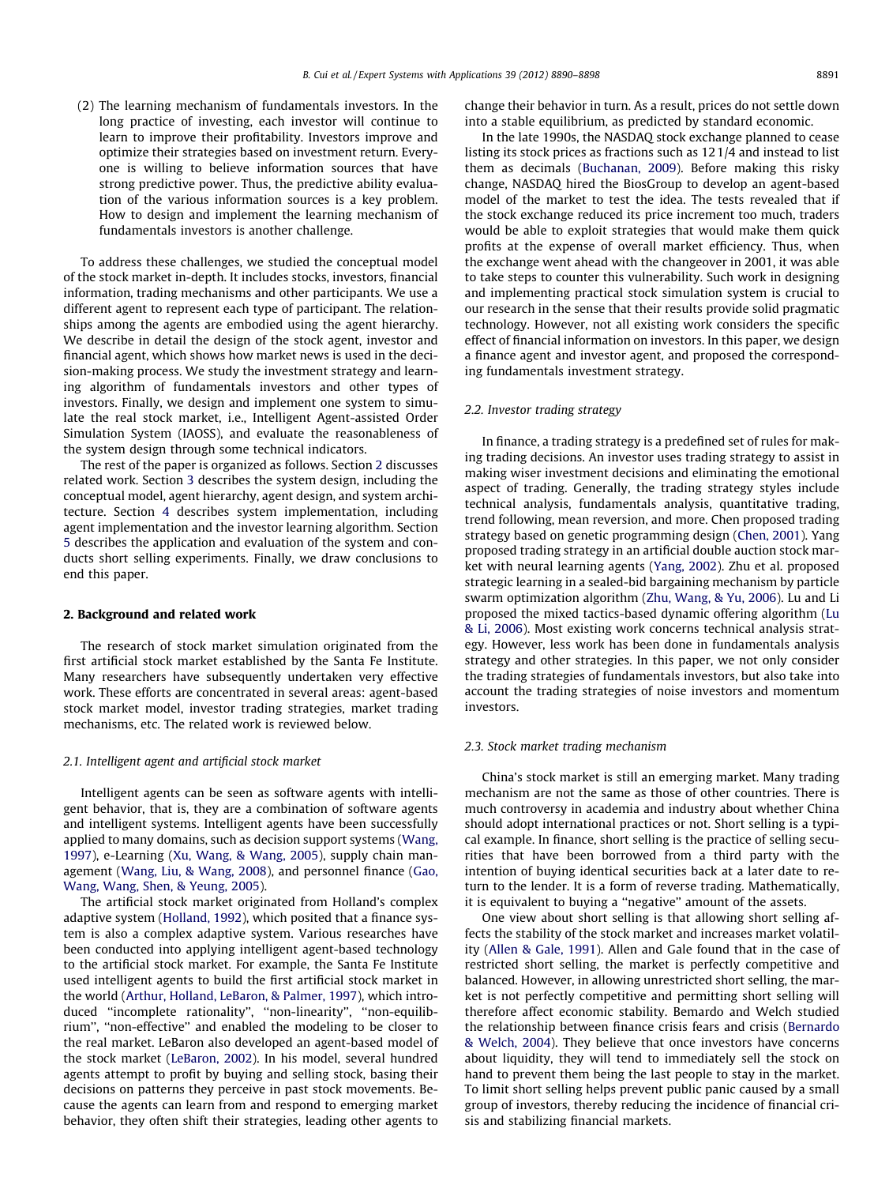(2) The learning mechanism of fundamentals investors. In the long practice of investing, each investor will continue to learn to improve their profitability. Investors improve and optimize their strategies based on investment return. Everyone is willing to believe information sources that have strong predictive power. Thus, the predictive ability evaluation of the various information sources is a key problem. How to design and implement the learning mechanism of fundamentals investors is another challenge.

To address these challenges, we studied the conceptual model of the stock market in-depth. It includes stocks, investors, financial information, trading mechanisms and other participants. We use a different agent to represent each type of participant. The relationships among the agents are embodied using the agent hierarchy. We describe in detail the design of the stock agent, investor and financial agent, which shows how market news is used in the decision-making process. We study the investment strategy and learning algorithm of fundamentals investors and other types of investors. Finally, we design and implement one system to simulate the real stock market, i.e., Intelligent Agent-assisted Order Simulation System (IAOSS), and evaluate the reasonableness of the system design through some technical indicators.

The rest of the paper is organized as follows. Section 2 discusses related work. Section 3 describes the system design, including the conceptual model, agent hierarchy, agent design, and system architecture. Section 4 describes system implementation, including agent implementation and the investor learning algorithm. Section 5 describes the application and evaluation of the system and conducts short selling experiments. Finally, we draw conclusions to end this paper.

## 2. Background and related work

The research of stock market simulation originated from the first artificial stock market established by the Santa Fe Institute. Many researchers have subsequently undertaken very effective work. These efforts are concentrated in several areas: agent-based stock market model, investor trading strategies, market trading mechanisms, etc. The related work is reviewed below.

### 2.1. Intelligent agent and artificial stock market

Intelligent agents can be seen as software agents with intelligent behavior, that is, they are a combination of software agents and intelligent systems. Intelligent agents have been successfully applied to many domains, such as decision support systems (Wang, 1997), e-Learning (Xu, Wang, & Wang, 2005), supply chain management (Wang, Liu, & Wang, 2008), and personnel finance (Gao, Wang, Wang, Shen, & Yeung, 2005).

The artificial stock market originated from Holland's complex adaptive system (Holland, 1992), which posited that a finance system is also a complex adaptive system. Various researches have been conducted into applying intelligent agent-based technology to the artificial stock market. For example, the Santa Fe Institute used intelligent agents to build the first artificial stock market in the world (Arthur, Holland, LeBaron, & Palmer, 1997), which introduced ''incomplete rationality'', ''non-linearity'', ''non-equilibrium'', ''non-effective'' and enabled the modeling to be closer to the real market. LeBaron also developed an agent-based model of the stock market (LeBaron, 2002). In his model, several hundred agents attempt to profit by buying and selling stock, basing their decisions on patterns they perceive in past stock movements. Because the agents can learn from and respond to emerging market behavior, they often shift their strategies, leading other agents to change their behavior in turn. As a result, prices do not settle down into a stable equilibrium, as predicted by standard economic.

In the late 1990s, the NASDAQ stock exchange planned to cease listing its stock prices as fractions such as 12 1/4 and instead to list them as decimals (Buchanan, 2009). Before making this risky change, NASDAQ hired the BiosGroup to develop an agent-based model of the market to test the idea. The tests revealed that if the stock exchange reduced its price increment too much, traders would be able to exploit strategies that would make them quick profits at the expense of overall market efficiency. Thus, when the exchange went ahead with the changeover in 2001, it was able to take steps to counter this vulnerability. Such work in designing and implementing practical stock simulation system is crucial to our research in the sense that their results provide solid pragmatic technology. However, not all existing work considers the specific effect of financial information on investors. In this paper, we design a finance agent and investor agent, and proposed the corresponding fundamentals investment strategy.

### 2.2. Investor trading strategy

In finance, a trading strategy is a predefined set of rules for making trading decisions. An investor uses trading strategy to assist in making wiser investment decisions and eliminating the emotional aspect of trading. Generally, the trading strategy styles include technical analysis, fundamentals analysis, quantitative trading, trend following, mean reversion, and more. Chen proposed trading strategy based on genetic programming design (Chen, 2001). Yang proposed trading strategy in an artificial double auction stock market with neural learning agents (Yang, 2002). Zhu et al. proposed strategic learning in a sealed-bid bargaining mechanism by particle swarm optimization algorithm (Zhu, Wang, & Yu, 2006). Lu and Li proposed the mixed tactics-based dynamic offering algorithm (Lu & Li, 2006). Most existing work concerns technical analysis strategy. However, less work has been done in fundamentals analysis strategy and other strategies. In this paper, we not only consider the trading strategies of fundamentals investors, but also take into account the trading strategies of noise investors and momentum investors.

### 2.3. Stock market trading mechanism

China's stock market is still an emerging market. Many trading mechanism are not the same as those of other countries. There is much controversy in academia and industry about whether China should adopt international practices or not. Short selling is a typical example. In finance, short selling is the practice of selling securities that have been borrowed from a third party with the intention of buying identical securities back at a later date to return to the lender. It is a form of reverse trading. Mathematically, it is equivalent to buying a ''negative'' amount of the assets.

One view about short selling is that allowing short selling affects the stability of the stock market and increases market volatility (Allen & Gale, 1991). Allen and Gale found that in the case of restricted short selling, the market is perfectly competitive and balanced. However, in allowing unrestricted short selling, the market is not perfectly competitive and permitting short selling will therefore affect economic stability. Bemardo and Welch studied the relationship between finance crisis fears and crisis (Bernardo & Welch, 2004). They believe that once investors have concerns about liquidity, they will tend to immediately sell the stock on hand to prevent them being the last people to stay in the market. To limit short selling helps prevent public panic caused by a small group of investors, thereby reducing the incidence of financial crisis and stabilizing financial markets.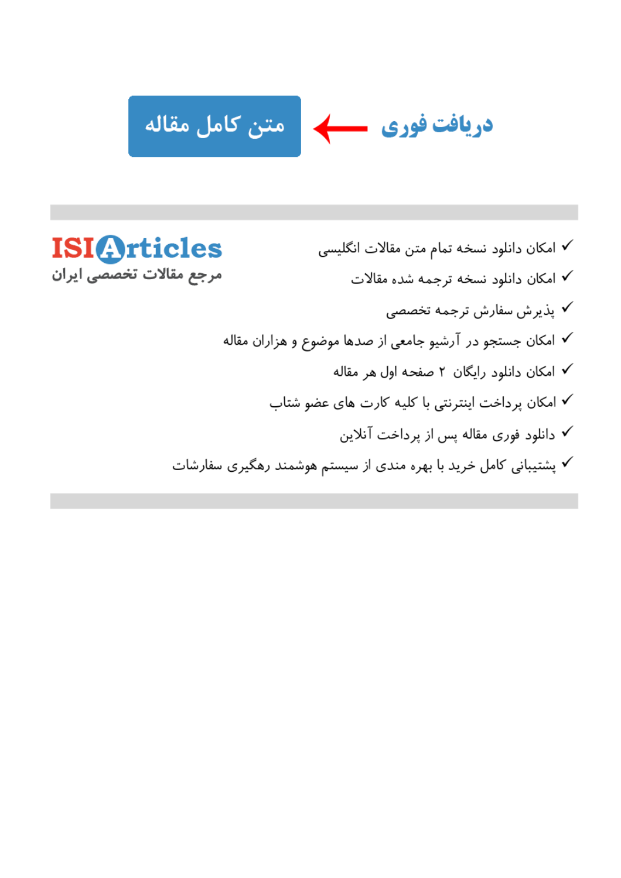دریافت فوری ← متن کامل مقاله

ISIArticles
مرجع مقالات تخصصی ایران

- ✓ امکان دانلود نسخه تمام متن مقالات انگلیسی
- ✓ امکان دانلود نسخه ترجمه شده مقالات
- ✓ پذیرش سفارش ترجمه تخصصی
- ✓ امکان جستجو در آرشیو جامعی از صدها موضوع و هزاران مقاله
- ✓ امکان دانلود رایگان ۲ صفحه اول هر مقاله
- ✓ امکان پرداخت اینترنتی با کلیه کارت های عضو شتاب
- ✓ دانلود فوری مقاله پس از پرداخت آنلاین
- ✓ پشتیبانی کامل خرید با بهره مندی از سیستم هوشمند رهگیری سفارشات